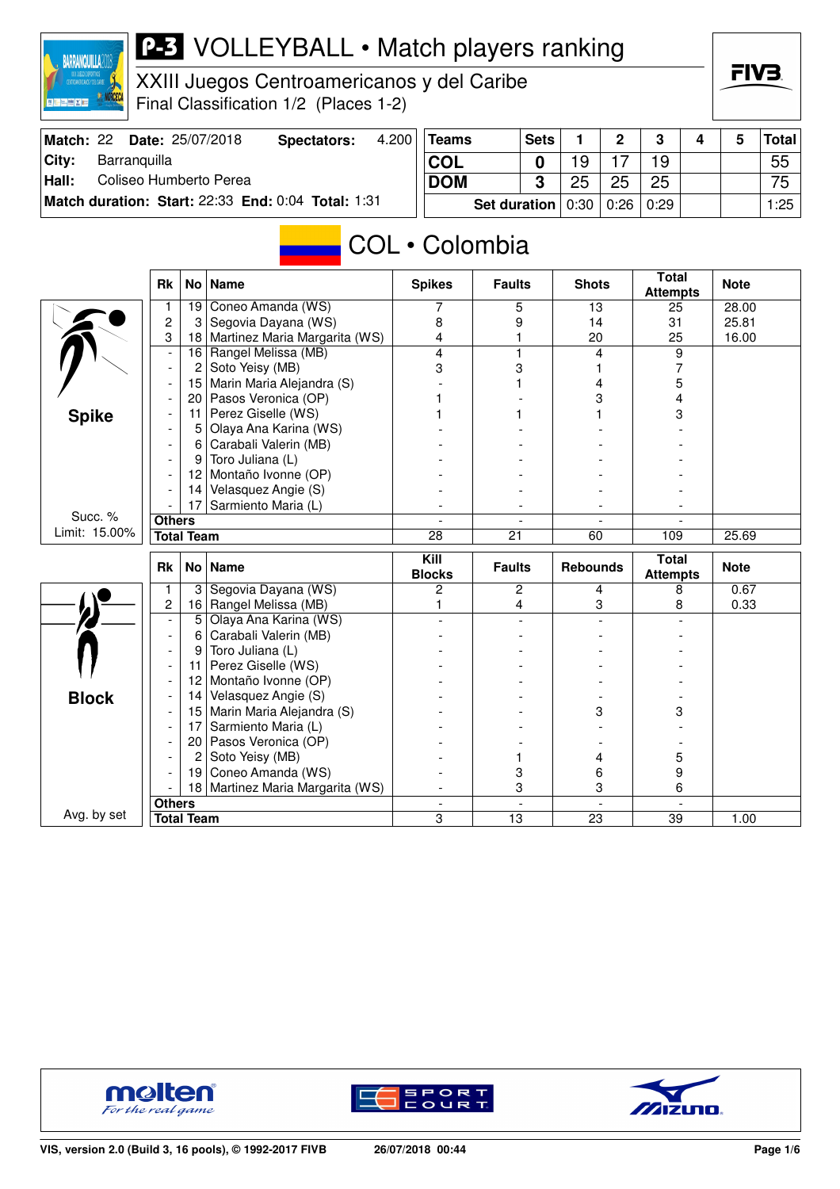# P-3 VOLLEYBALL • Match players ranking

## XXIII Juegos Centroamericanos y del Caribe

Final Classification 1/2 (Places 1-2)

| Match: 22 | Date: 25/07/2018 | Spectators: | 4.200 |
|---|---|---|---|
| City: | Barranquilla | | |
| Hall: | Coliseo Humberto Perea | | |
| Match duration: | Start: 22:33 | End: 0:04 | Total: 1:31 |

| Teams | Sets | 1 | 2 | 3 | 4 | 5 | Total |
|---|---|---|---|---|---|---|---|
| COL | 0 | 19 | 17 | 19 | | | 55 |
| DOM | 3 | 25 | 25 | 25 | | | 75 |
| Set duration | | 0:30 | 0:26 | 0:29 | | | 1:25 |

## COL • Colombia

### Spike

Succ. % Limit: 15.00%

| Rk | No | Name | Spikes | Faults | Shots | Total Attempts | Note |
|---|---|---|---|---|---|---|---|
| 1 | 19 | Coneo Amanda (WS) | 7 | 5 | 13 | 25 | 28.00 |
| 2 | 3 | Segovia Dayana (WS) | 8 | 9 | 14 | 31 | 25.81 |
| 3 | 18 | Martinez Maria Margarita (WS) | 4 | 1 | 20 | 25 | 16.00 |
| - | 16 | Rangel Melissa (MB) | 4 | 1 | 4 | 9 | |
| - | 2 | Soto Yeisy (MB) | 3 | 3 | 1 | 7 | |
| - | 15 | Marin Maria Alejandra (S) | - | 1 | 4 | 5 | |
| - | 20 | Pasos Veronica (OP) | 1 | - | 3 | 4 | |
| - | 11 | Perez Giselle (WS) | 1 | 1 | 1 | 3 | |
| - | 5 | Olaya Ana Karina (WS) | - | - | - | - | |
| - | 6 | Carabali Valerin (MB) | - | - | - | - | |
| - | 9 | Toro Juliana (L) | - | - | - | - | |
| - | 12 | Montaño Ivonne (OP) | - | - | - | - | |
| - | 14 | Velasquez Angie (S) | - | - | - | - | |
| - | 17 | Sarmiento Maria (L) | - | - | - | - | |
| Others | | | - | - | - | - | |
| Total Team | | | 28 | 21 | 60 | 109 | 25.69 |

### Block

Avg. by set

| Rk | No | Name | Kill Blocks | Faults | Rebounds | Total Attempts | Note |
|---|---|---|---|---|---|---|---|
| 1 | 3 | Segovia Dayana (WS) | 2 | 2 | 4 | 8 | 0.67 |
| 2 | 16 | Rangel Melissa (MB) | 1 | 4 | 3 | 8 | 0.33 |
| - | 5 | Olaya Ana Karina (WS) | - | - | - | - | |
| - | 6 | Carabali Valerin (MB) | - | - | - | - | |
| - | 9 | Toro Juliana (L) | - | - | - | - | |
| - | 11 | Perez Giselle (WS) | - | - | - | - | |
| - | 12 | Montaño Ivonne (OP) | - | - | - | - | |
| - | 14 | Velasquez Angie (S) | - | - | - | - | |
| - | 15 | Marin Maria Alejandra (S) | - | - | 3 | 3 | |
| - | 17 | Sarmiento Maria (L) | - | - | - | - | |
| - | 20 | Pasos Veronica (OP) | - | - | - | - | |
| - | 2 | Soto Yeisy (MB) | - | 1 | 4 | 5 | |
| - | 19 | Coneo Amanda (WS) | - | 3 | 6 | 9 | |
| - | 18 | Martinez Maria Margarita (WS) | - | 3 | 3 | 6 | |
| Others | | | - | - | - | - | |
| Total Team | | | 3 | 13 | 23 | 39 | 1.00 |

VIS, version 2.0 (Build 3, 16 pools), © 1992-2017 FIVB — 26/07/2018 00:44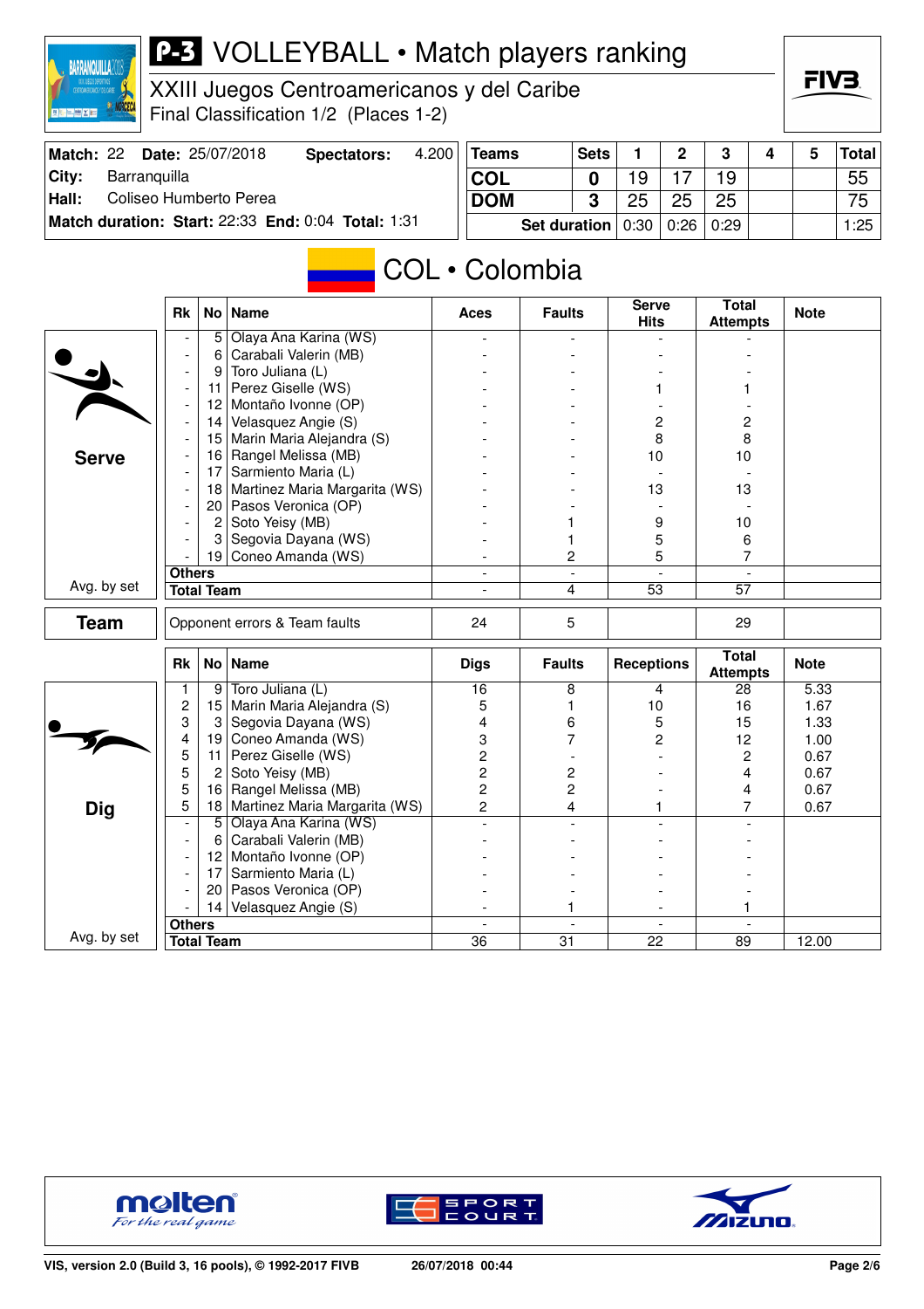# P-3 VOLLEYBALL • Match players ranking

XXIII Juegos Centroamericanos y del Caribe
Final Classification 1/2 (Places 1-2)

**Match:** 22 **Date:** 25/07/2018 **Spectators:** 4.200
**City:** Barranquilla
**Hall:** Coliseo Humberto Perea
**Match duration: Start:** 22:33 **End:** 0:04 **Total:** 1:31

| Teams | Sets | 1 | 2 | 3 | 4 | 5 | Total |
|---|---|---|---|---|---|---|---|
| COL | 0 | 19 | 17 | 19 | | | 55 |
| DOM | 3 | 25 | 25 | 25 | | | 75 |
| Set duration | | 0:30 | 0:26 | 0:29 | | | 1:25 |

## COL • Colombia

### Serve

| Rk | No | Name | Aces | Faults | Serve Hits | Total Attempts | Note |
|---|---|---|---|---|---|---|---|
| - | 5 | Olaya Ana Karina (WS) | - | - | - | - | |
| - | 6 | Carabali Valerin (MB) | - | - | - | - | |
| - | 9 | Toro Juliana (L) | - | - | - | - | |
| - | 11 | Perez Giselle (WS) | - | - | 1 | 1 | |
| - | 12 | Montaño Ivonne (OP) | - | - | - | - | |
| - | 14 | Velasquez Angie (S) | - | - | 2 | 2 | |
| - | 15 | Marin Maria Alejandra (S) | - | - | 8 | 8 | |
| - | 16 | Rangel Melissa (MB) | - | - | 10 | 10 | |
| - | 17 | Sarmiento Maria (L) | - | - | - | - | |
| - | 18 | Martinez Maria Margarita (WS) | - | - | 13 | 13 | |
| - | 20 | Pasos Veronica (OP) | - | - | - | - | |
| - | 2 | Soto Yeisy (MB) | - | 1 | 9 | 10 | |
| - | 3 | Segovia Dayana (WS) | - | 1 | 5 | 6 | |
| - | 19 | Coneo Amanda (WS) | - | 2 | 5 | 7 | |
| Others | | | - | - | - | - | |
| Total Team | | | - | 4 | 53 | 57 | |

Avg. by set

### Team

| | Aces | Faults | Serve Hits | Total Attempts | Note |
|---|---|---|---|---|---|
| Opponent errors & Team faults | 24 | 5 | | 29 | |

### Dig

| Rk | No | Name | Digs | Faults | Receptions | Total Attempts | Note |
|---|---|---|---|---|---|---|---|
| 1 | 9 | Toro Juliana (L) | 16 | 8 | 4 | 28 | 5.33 |
| 2 | 15 | Marin Maria Alejandra (S) | 5 | 1 | 10 | 16 | 1.67 |
| 3 | 3 | Segovia Dayana (WS) | 4 | 6 | 5 | 15 | 1.33 |
| 4 | 19 | Coneo Amanda (WS) | 3 | 7 | 2 | 12 | 1.00 |
| 5 | 11 | Perez Giselle (WS) | 2 | - | - | 2 | 0.67 |
| 5 | 2 | Soto Yeisy (MB) | 2 | 2 | - | 4 | 0.67 |
| 5 | 16 | Rangel Melissa (MB) | 2 | 2 | - | 4 | 0.67 |
| 5 | 18 | Martinez Maria Margarita (WS) | 2 | 4 | 1 | 7 | 0.67 |
| - | 5 | Olaya Ana Karina (WS) | - | - | - | - | |
| - | 6 | Carabali Valerin (MB) | - | - | - | - | |
| - | 12 | Montaño Ivonne (OP) | - | - | - | - | |
| - | 17 | Sarmiento Maria (L) | - | - | - | - | |
| - | 20 | Pasos Veronica (OP) | - | - | - | - | |
| - | 14 | Velasquez Angie (S) | - | 1 | - | 1 | |
| Others | | | - | - | - | - | |
| Total Team | | | 36 | 31 | 22 | 89 | 12.00 |

Avg. by set

VIS, version 2.0 (Build 3, 16 pools), © 1992-2017 FIVB 26/07/2018 00:44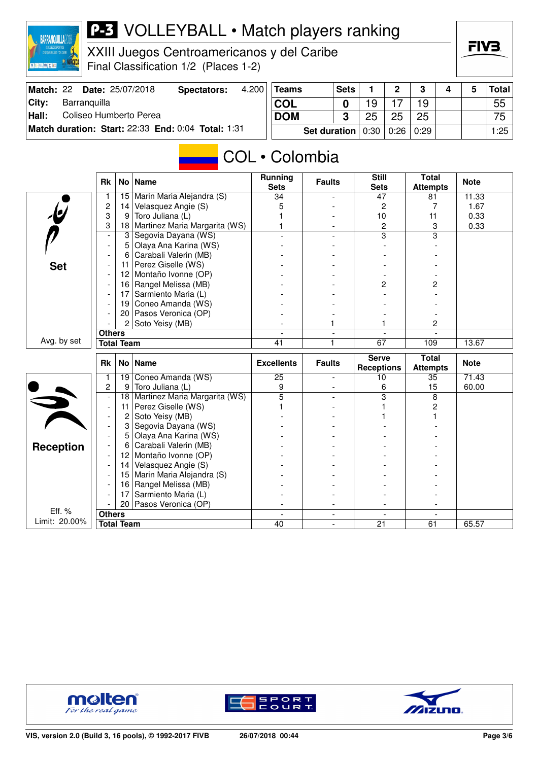# P-3 VOLLEYBALL • Match players ranking

XXIII Juegos Centroamericanos y del Caribe
Final Classification 1/2 (Places 1-2)

| Match: 22 | Date: 25/07/2018 | Spectators: | 4.200 |
|---|---|---|---|
| City: | Barranquilla | | |
| Hall: | Coliseo Humberto Perea | | |
| Match duration: Start: 22:33 | End: 0:04 | Total: 1:31 | |

| Teams | Sets | 1 | 2 | 3 | 4 | 5 | Total |
|---|---|---|---|---|---|---|---|
| COL | 0 | 19 | 17 | 19 | | | 55 |
| DOM | 3 | 25 | 25 | 25 | | | 75 |
| Set duration | | 0:30 | 0:26 | 0:29 | | | 1:25 |

## COL • Colombia

### Set

| Rk | No | Name | Running Sets | Faults | Still Sets | Total Attempts | Note |
|---|---|---|---|---|---|---|---|
| 1 | 15 | Marin Maria Alejandra (S) | 34 | - | 47 | 81 | 11.33 |
| 2 | 14 | Velasquez Angie (S) | 5 | - | 2 | 7 | 1.67 |
| 3 | 9 | Toro Juliana (L) | 1 | - | 10 | 11 | 0.33 |
| 3 | 18 | Martinez Maria Margarita (WS) | 1 | - | 2 | 3 | 0.33 |
| - | 3 | Segovia Dayana (WS) | - | - | 3 | 3 | |
| - | 5 | Olaya Ana Karina (WS) | - | - | - | - | |
| - | 6 | Carabali Valerin (MB) | - | - | - | - | |
| - | 11 | Perez Giselle (WS) | - | - | - | - | |
| - | 12 | Montaño Ivonne (OP) | - | - | - | - | |
| - | 16 | Rangel Melissa (MB) | - | - | 2 | 2 | |
| - | 17 | Sarmiento Maria (L) | - | - | - | - | |
| - | 19 | Coneo Amanda (WS) | - | - | - | - | |
| - | 20 | Pasos Veronica (OP) | - | - | - | - | |
| - | 2 | Soto Yeisy (MB) | - | 1 | 1 | 2 | |
| Others | | | - | - | - | - | |
| Total Team | | | 41 | 1 | 67 | 109 | 13.67 |

Avg. by set

### Reception

| Rk | No | Name | Excellents | Faults | Serve Receptions | Total Attempts | Note |
|---|---|---|---|---|---|---|---|
| 1 | 19 | Coneo Amanda (WS) | 25 | - | 10 | 35 | 71.43 |
| 2 | 9 | Toro Juliana (L) | 9 | - | 6 | 15 | 60.00 |
| - | 18 | Martinez Maria Margarita (WS) | 5 | - | 3 | 8 | |
| - | 11 | Perez Giselle (WS) | 1 | - | 1 | 2 | |
| - | 2 | Soto Yeisy (MB) | - | - | 1 | 1 | |
| - | 3 | Segovia Dayana (WS) | - | - | - | - | |
| - | 5 | Olaya Ana Karina (WS) | - | - | - | - | |
| - | 6 | Carabali Valerin (MB) | - | - | - | - | |
| - | 12 | Montaño Ivonne (OP) | - | - | - | - | |
| - | 14 | Velasquez Angie (S) | - | - | - | - | |
| - | 15 | Marin Maria Alejandra (S) | - | - | - | - | |
| - | 16 | Rangel Melissa (MB) | - | - | - | - | |
| - | 17 | Sarmiento Maria (L) | - | - | - | - | |
| - | 20 | Pasos Veronica (OP) | - | - | - | - | |
| Others | | | - | - | - | - | |
| Total Team | | | 40 | - | 21 | 61 | 65.57 |

Eff. %
Limit: 20.00%

VIS, version 2.0 (Build 3, 16 pools), © 1992-2017 FIVB — 26/07/2018 00:44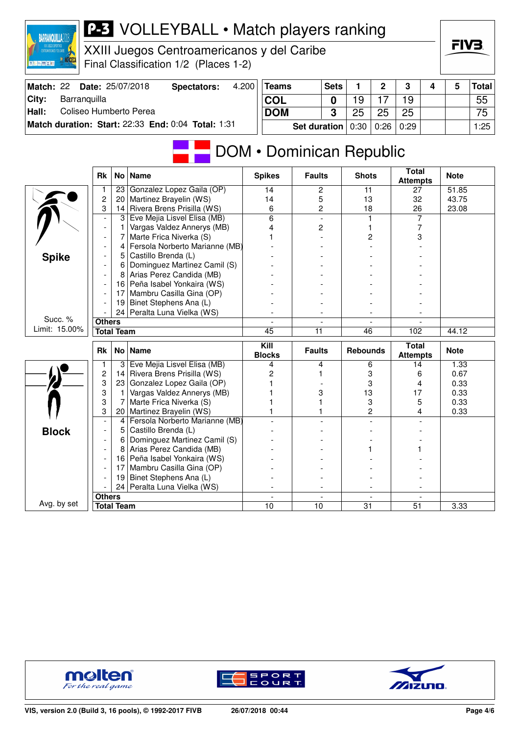# P-3 VOLLEYBALL • Match players ranking

XXIII Juegos Centroamericanos y del Caribe
Final Classification 1/2 (Places 1-2)

| Match: 22 | Date: 25/07/2018 | Spectators: | 4.200 |
|---|---|---|---|
| City: | Barranquilla | | |
| Hall: | Coliseo Humberto Perea | | |
| Match duration: | Start: 22:33 | End: 0:04 | Total: 1:31 |

| Teams | Sets | 1 | 2 | 3 | 4 | 5 | Total |
|---|---|---|---|---|---|---|---|
| COL | 0 | 19 | 17 | 19 | | | 55 |
| DOM | 3 | 25 | 25 | 25 | | | 75 |
| Set duration | | 0:30 | 0:26 | 0:29 | | | 1:25 |

## DOM • Dominican Republic

### Spike

Succ. % Limit: 15.00%

| Rk | No | Name | Spikes | Faults | Shots | Total Attempts | Note |
|---|---|---|---|---|---|---|---|
| 1 | 23 | Gonzalez Lopez Gaila (OP) | 14 | 2 | 11 | 27 | 51.85 |
| 2 | 20 | Martinez Brayelin (WS) | 14 | 5 | 13 | 32 | 43.75 |
| 3 | 14 | Rivera Brens Prisilla (WS) | 6 | 2 | 18 | 26 | 23.08 |
| - | 3 | Eve Mejia Lisvel Elisa (MB) | 6 | - | 1 | 7 | |
| - | 1 | Vargas Valdez Annerys (MB) | 4 | 2 | 1 | 7 | |
| - | 7 | Marte Frica Niverka (S) | 1 | - | 2 | 3 | |
| - | 4 | Fersola Norberto Marianne (MB) | - | - | - | - | |
| - | 5 | Castillo Brenda (L) | - | - | - | - | |
| - | 6 | Dominguez Martinez Camil (S) | - | - | - | - | |
| - | 8 | Arias Perez Candida (MB) | - | - | - | - | |
| - | 16 | Peña Isabel Yonkaira (WS) | - | - | - | - | |
| - | 17 | Mambru Casilla Gina (OP) | - | - | - | - | |
| - | 19 | Binet Stephens Ana (L) | - | - | - | - | |
| - | 24 | Peralta Luna Vielka (WS) | - | - | - | - | |
| Others | | | - | - | - | - | |
| Total Team | | | 45 | 11 | 46 | 102 | 44.12 |

### Block

Avg. by set

| Rk | No | Name | Kill Blocks | Faults | Rebounds | Total Attempts | Note |
|---|---|---|---|---|---|---|---|
| 1 | 3 | Eve Mejia Lisvel Elisa (MB) | 4 | 4 | 6 | 14 | 1.33 |
| 2 | 14 | Rivera Brens Prisilla (WS) | 2 | 1 | 3 | 6 | 0.67 |
| 3 | 23 | Gonzalez Lopez Gaila (OP) | 1 | - | 3 | 4 | 0.33 |
| 3 | 1 | Vargas Valdez Annerys (MB) | 1 | 3 | 13 | 17 | 0.33 |
| 3 | 7 | Marte Frica Niverka (S) | 1 | 1 | 3 | 5 | 0.33 |
| 3 | 20 | Martinez Brayelin (WS) | 1 | 1 | 2 | 4 | 0.33 |
| - | 4 | Fersola Norberto Marianne (MB) | - | - | - | - | |
| - | 5 | Castillo Brenda (L) | - | - | - | - | |
| - | 6 | Dominguez Martinez Camil (S) | - | - | - | - | |
| - | 8 | Arias Perez Candida (MB) | - | - | 1 | 1 | |
| - | 16 | Peña Isabel Yonkaira (WS) | - | - | - | - | |
| - | 17 | Mambru Casilla Gina (OP) | - | - | - | - | |
| - | 19 | Binet Stephens Ana (L) | - | - | - | - | |
| - | 24 | Peralta Luna Vielka (WS) | - | - | - | - | |
| Others | | | - | - | - | - | |
| Total Team | | | 10 | 10 | 31 | 51 | 3.33 |

VIS, version 2.0 (Build 3, 16 pools), © 1992-2017 FIVB — 26/07/2018 00:44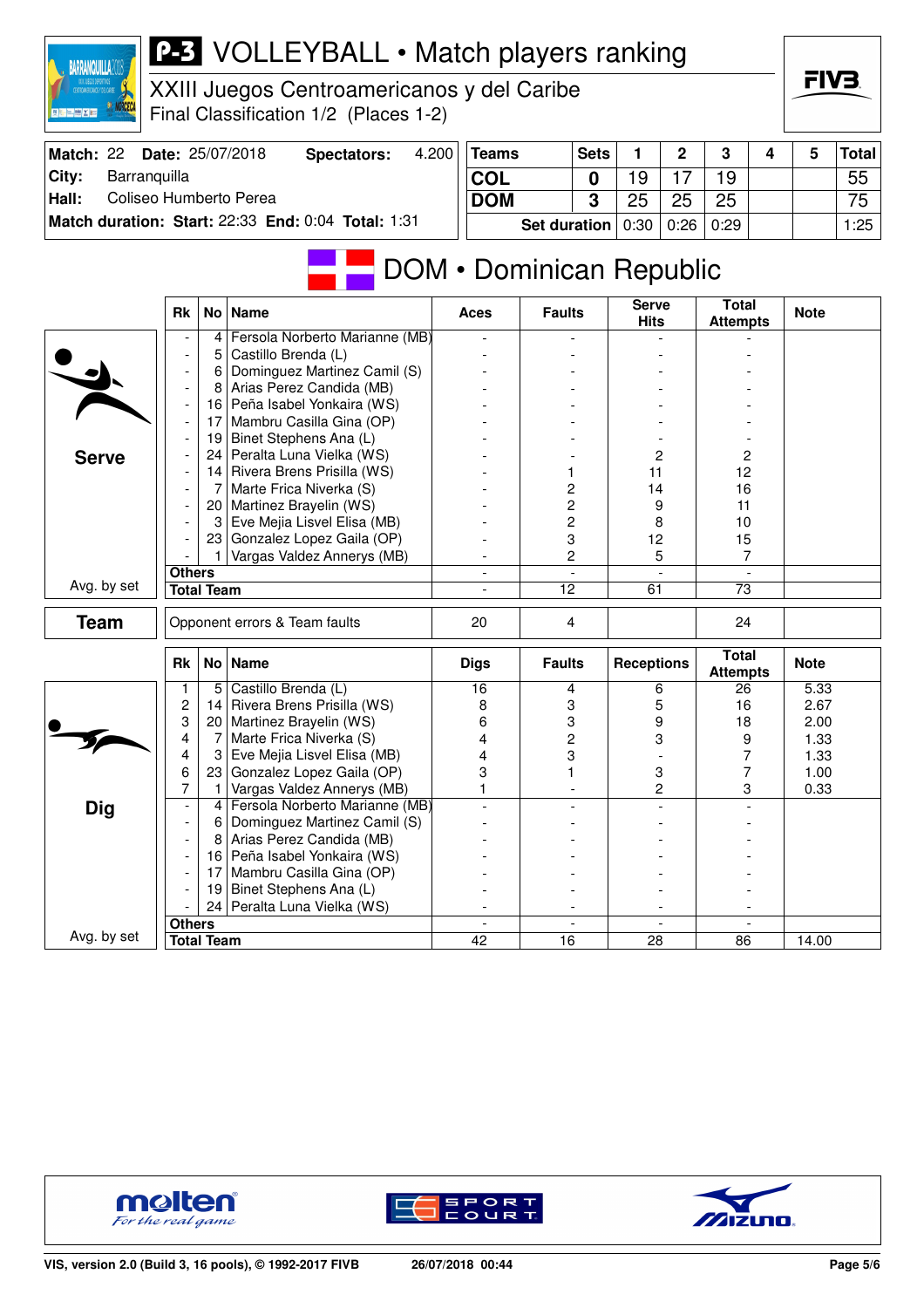# P-3 VOLLEYBALL • Match players ranking

## XXIII Juegos Centroamericanos y del Caribe

Final Classification 1/2 (Places 1-2)

| | |
|---|---|
| **Match:** 22 **Date:** 25/07/2018 | **Spectators:** 4.200 |
| **City:** Barranquilla | |
| **Hall:** Coliseo Humberto Perea | |
| **Match duration: Start:** 22:33 **End:** 0:04 **Total:** 1:31 | |

| Teams | Sets | 1 | 2 | 3 | 4 | 5 | Total |
|---|---|---|---|---|---|---|---|
| COL | 0 | 19 | 17 | 19 | | | 55 |
| DOM | 3 | 25 | 25 | 25 | | | 75 |
| Set duration | | 0:30 | 0:26 | 0:29 | | | 1:25 |

## DOM • Dominican Republic

### Serve

| Rk | No | Name | Aces | Faults | Serve Hits | Total Attempts | Note |
|---|---|---|---|---|---|---|---|
| - | 4 | Fersola Norberto Marianne (MB) | - | - | - | - | |
| - | 5 | Castillo Brenda (L) | - | - | - | - | |
| - | 6 | Dominguez Martinez Camil (S) | - | - | - | - | |
| - | 8 | Arias Perez Candida (MB) | - | - | - | - | |
| - | 16 | Peña Isabel Yonkaira (WS) | - | - | - | - | |
| - | 17 | Mambru Casilla Gina (OP) | - | - | - | - | |
| - | 19 | Binet Stephens Ana (L) | - | - | - | - | |
| - | 24 | Peralta Luna Vielka (WS) | - | - | 2 | 2 | |
| - | 14 | Rivera Brens Prisilla (WS) | - | 1 | 11 | 12 | |
| - | 7 | Marte Frica Niverka (S) | - | 2 | 14 | 16 | |
| - | 20 | Martinez Brayelin (WS) | - | 2 | 9 | 11 | |
| - | 3 | Eve Mejia Lisvel Elisa (MB) | - | 2 | 8 | 10 | |
| - | 23 | Gonzalez Lopez Gaila (OP) | - | 3 | 12 | 15 | |
| - | 1 | Vargas Valdez Annerys (MB) | - | 2 | 5 | 7 | |
| Others | | | - | - | - | - | |
| Total Team (Avg. by set) | | | - | 12 | 61 | 73 | |

### Team

| | Aces | Faults | Serve Hits | Total Attempts | Note |
|---|---|---|---|---|---|
| Opponent errors & Team faults | 20 | 4 | | 24 | |

### Dig

| Rk | No | Name | Digs | Faults | Receptions | Total Attempts | Note |
|---|---|---|---|---|---|---|---|
| 1 | 5 | Castillo Brenda (L) | 16 | 4 | 6 | 26 | 5.33 |
| 2 | 14 | Rivera Brens Prisilla (WS) | 8 | 3 | 5 | 16 | 2.67 |
| 3 | 20 | Martinez Brayelin (WS) | 6 | 3 | 9 | 18 | 2.00 |
| 4 | 7 | Marte Frica Niverka (S) | 4 | 2 | 3 | 9 | 1.33 |
| 4 | 3 | Eve Mejia Lisvel Elisa (MB) | 4 | 3 | - | 7 | 1.33 |
| 6 | 23 | Gonzalez Lopez Gaila (OP) | 3 | 1 | 3 | 7 | 1.00 |
| 7 | 1 | Vargas Valdez Annerys (MB) | 1 | - | 2 | 3 | 0.33 |
| - | 4 | Fersola Norberto Marianne (MB) | - | - | - | - | |
| - | 6 | Dominguez Martinez Camil (S) | - | - | - | - | |
| - | 8 | Arias Perez Candida (MB) | - | - | - | - | |
| - | 16 | Peña Isabel Yonkaira (WS) | - | - | - | - | |
| - | 17 | Mambru Casilla Gina (OP) | - | - | - | - | |
| - | 19 | Binet Stephens Ana (L) | - | - | - | - | |
| - | 24 | Peralta Luna Vielka (WS) | - | - | - | - | |
| Others | | | - | - | - | - | |
| Total Team (Avg. by set) | | | 42 | 16 | 28 | 86 | 14.00 |

VIS, version 2.0 (Build 3, 16 pools), © 1992-2017 FIVB — 26/07/2018 00:44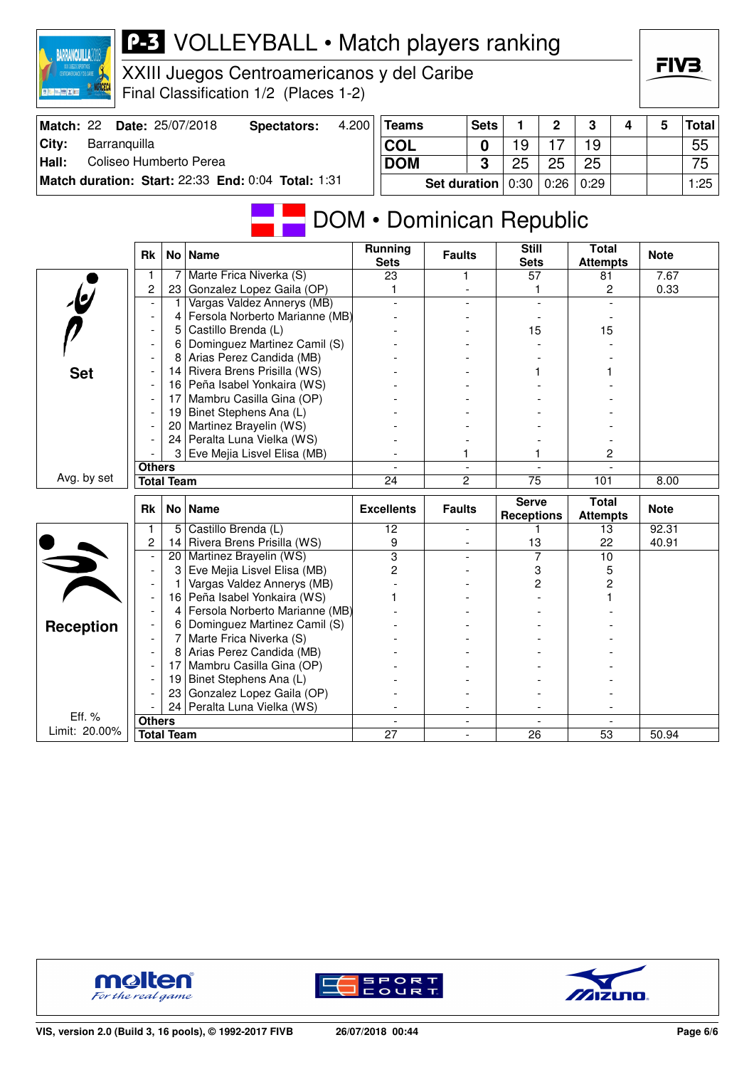# P-3 VOLLEYBALL • Match players ranking

## XXIII Juegos Centroamericanos y del Caribe

Final Classification 1/2 (Places 1-2)

| | | | |
|---|---|---|---|
| **Match:** 22 | **Date:** 25/07/2018 | **Spectators:** | 4.200 |
| **City:** | Barranquilla | | |
| **Hall:** | Coliseo Humberto Perea | | |
| **Match duration:** | **Start:** 22:33 | **End:** 0:04 | **Total:** 1:31 |

| Teams | Sets | 1 | 2 | 3 | 4 | 5 | Total |
|---|---|---|---|---|---|---|---|
| COL | 0 | 19 | 17 | 19 | | | 55 |
| DOM | 3 | 25 | 25 | 25 | | | 75 |
| Set duration | | 0:30 | 0:26 | 0:29 | | | 1:25 |

## DOM • Dominican Republic

### Set

| Rk | No | Name | Running Sets | Faults | Still Sets | Total Attempts | Note |
|---|---|---|---|---|---|---|---|
| 1 | 7 | Marte Frica Niverka (S) | 23 | 1 | 57 | 81 | 7.67 |
| 2 | 23 | Gonzalez Lopez Gaila (OP) | 1 | - | 1 | 2 | 0.33 |
| - | 1 | Vargas Valdez Annerys (MB) | - | - | - | - | |
| - | 4 | Fersola Norberto Marianne (MB) | - | - | - | - | |
| - | 5 | Castillo Brenda (L) | - | - | 15 | 15 | |
| - | 6 | Dominguez Martinez Camil (S) | - | - | - | - | |
| - | 8 | Arias Perez Candida (MB) | - | - | - | - | |
| - | 14 | Rivera Brens Prisilla (WS) | - | - | 1 | 1 | |
| - | 16 | Peña Isabel Yonkaira (WS) | - | - | - | - | |
| - | 17 | Mambru Casilla Gina (OP) | - | - | - | - | |
| - | 19 | Binet Stephens Ana (L) | - | - | - | - | |
| - | 20 | Martinez Brayelin (WS) | - | - | - | - | |
| - | 24 | Peralta Luna Vielka (WS) | - | - | - | - | |
| - | 3 | Eve Mejia Lisvel Elisa (MB) | - | 1 | 1 | 2 | |
| Others | | | - | - | - | - | |
| Total Team | | | 24 | 2 | 75 | 101 | 8.00 |

Avg. by set

### Reception

| Rk | No | Name | Excellents | Faults | Serve Receptions | Total Attempts | Note |
|---|---|---|---|---|---|---|---|
| 1 | 5 | Castillo Brenda (L) | 12 | - | 1 | 13 | 92.31 |
| 2 | 14 | Rivera Brens Prisilla (WS) | 9 | - | 13 | 22 | 40.91 |
| - | 20 | Martinez Brayelin (WS) | 3 | - | 7 | 10 | |
| - | 3 | Eve Mejia Lisvel Elisa (MB) | 2 | - | 3 | 5 | |
| - | 1 | Vargas Valdez Annerys (MB) | - | - | 2 | 2 | |
| - | 16 | Peña Isabel Yonkaira (WS) | 1 | - | - | 1 | |
| - | 4 | Fersola Norberto Marianne (MB) | - | - | - | - | |
| - | 6 | Dominguez Martinez Camil (S) | - | - | - | - | |
| - | 7 | Marte Frica Niverka (S) | - | - | - | - | |
| - | 8 | Arias Perez Candida (MB) | - | - | - | - | |
| - | 17 | Mambru Casilla Gina (OP) | - | - | - | - | |
| - | 19 | Binet Stephens Ana (L) | - | - | - | - | |
| - | 23 | Gonzalez Lopez Gaila (OP) | - | - | - | - | |
| - | 24 | Peralta Luna Vielka (WS) | - | - | - | - | |
| Others | | | - | - | - | - | |
| Total Team | | | 27 | - | 26 | 53 | 50.94 |

Eff. %
Limit: 20.00%

VIS, version 2.0 (Build 3, 16 pools), © 1992-2017 FIVB — 26/07/2018 00:44